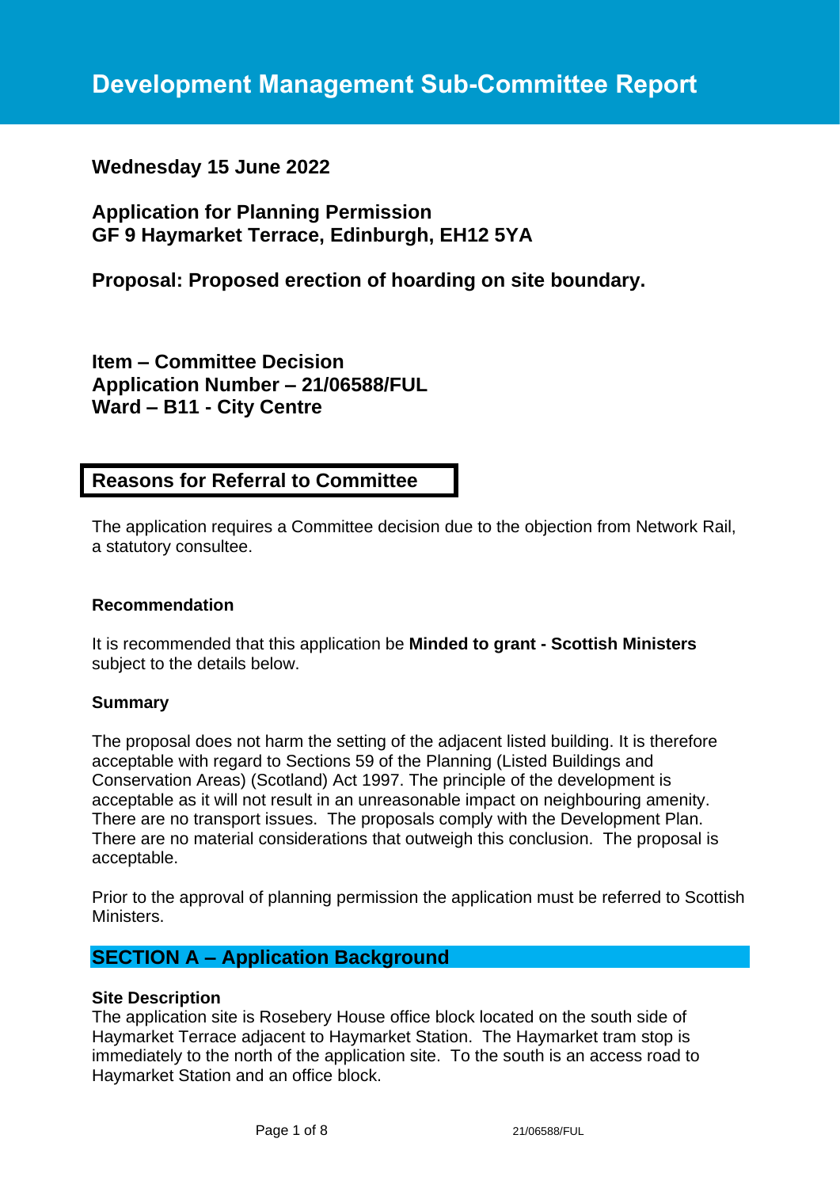# Development Management Sub-Committee Report

**Wednesday 15 June 2022**

**Application for Planning Permission**
**GF 9 Haymarket Terrace, Edinburgh, EH12 5YA**

**Proposal: Proposed erection of hoarding on site boundary.**

**Item – Committee Decision**
**Application Number – 21/06588/FUL**
**Ward – B11 - City Centre**

## Reasons for Referral to Committee

The application requires a Committee decision due to the objection from Network Rail, a statutory consultee.

**Recommendation**

It is recommended that this application be **Minded to grant - Scottish Ministers** subject to the details below.

**Summary**

The proposal does not harm the setting of the adjacent listed building. It is therefore acceptable with regard to Sections 59 of the Planning (Listed Buildings and Conservation Areas) (Scotland) Act 1997. The principle of the development is acceptable as it will not result in an unreasonable impact on neighbouring amenity. There are no transport issues. The proposals comply with the Development Plan. There are no material considerations that outweigh this conclusion. The proposal is acceptable.

Prior to the approval of planning permission the application must be referred to Scottish Ministers.

## SECTION A – Application Background

**Site Description**
The application site is Rosebery House office block located on the south side of Haymarket Terrace adjacent to Haymarket Station. The Haymarket tram stop is immediately to the north of the application site. To the south is an access road to Haymarket Station and an office block.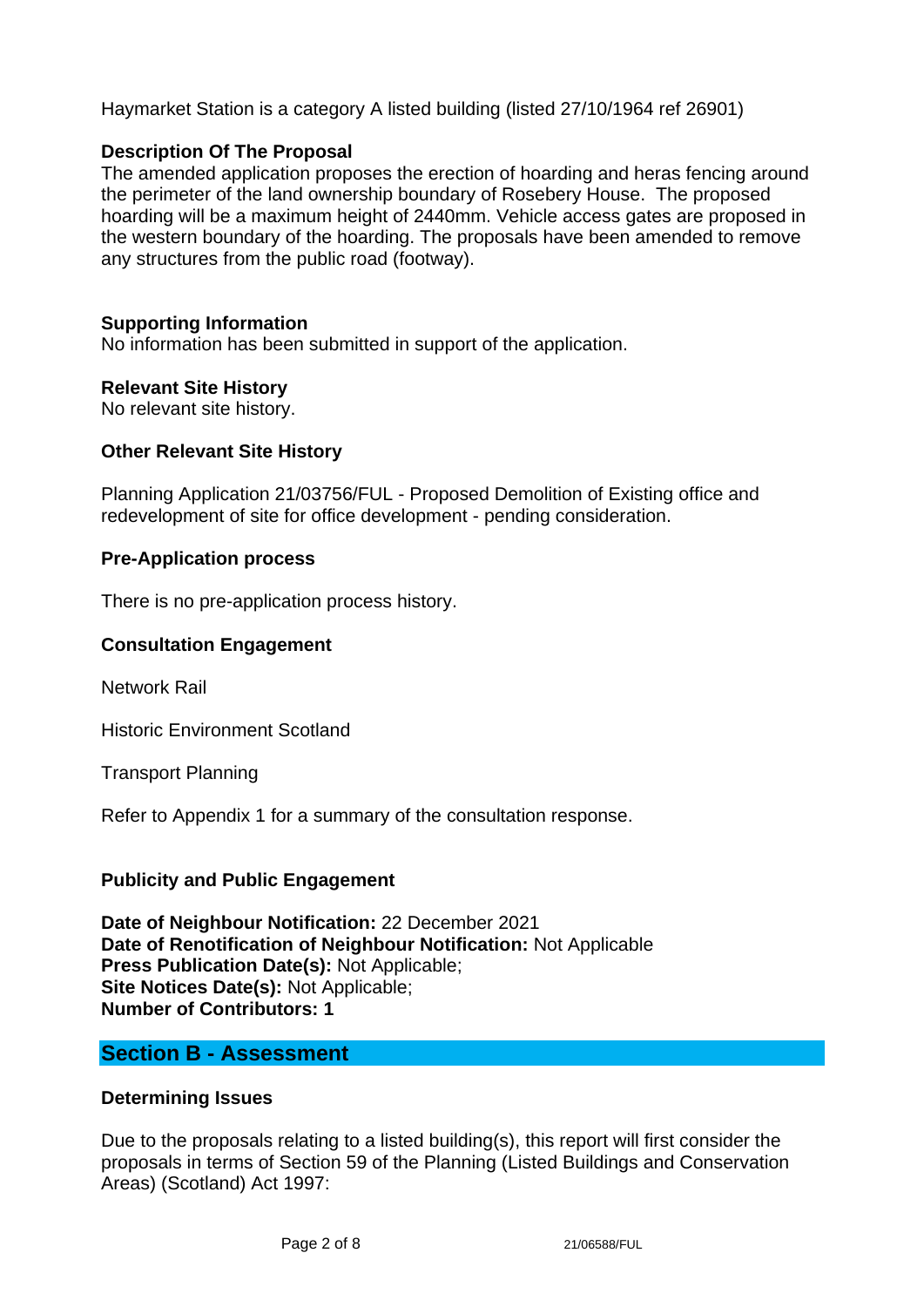Haymarket Station is a category A listed building (listed 27/10/1964 ref 26901)

**Description Of The Proposal**

The amended application proposes the erection of hoarding and heras fencing around the perimeter of the land ownership boundary of Rosebery House. The proposed hoarding will be a maximum height of 2440mm. Vehicle access gates are proposed in the western boundary of the hoarding. The proposals have been amended to remove any structures from the public road (footway).

**Supporting Information**

No information has been submitted in support of the application.

**Relevant Site History**

No relevant site history.

**Other Relevant Site History**

Planning Application 21/03756/FUL - Proposed Demolition of Existing office and redevelopment of site for office development - pending consideration.

**Pre-Application process**

There is no pre-application process history.

**Consultation Engagement**

Network Rail

Historic Environment Scotland

Transport Planning

Refer to Appendix 1 for a summary of the consultation response.

**Publicity and Public Engagement**

**Date of Neighbour Notification:** 22 December 2021
**Date of Renotification of Neighbour Notification:** Not Applicable
**Press Publication Date(s):** Not Applicable;
**Site Notices Date(s):** Not Applicable;
**Number of Contributors: 1**

## Section B - Assessment

**Determining Issues**

Due to the proposals relating to a listed building(s), this report will first consider the proposals in terms of Section 59 of the Planning (Listed Buildings and Conservation Areas) (Scotland) Act 1997: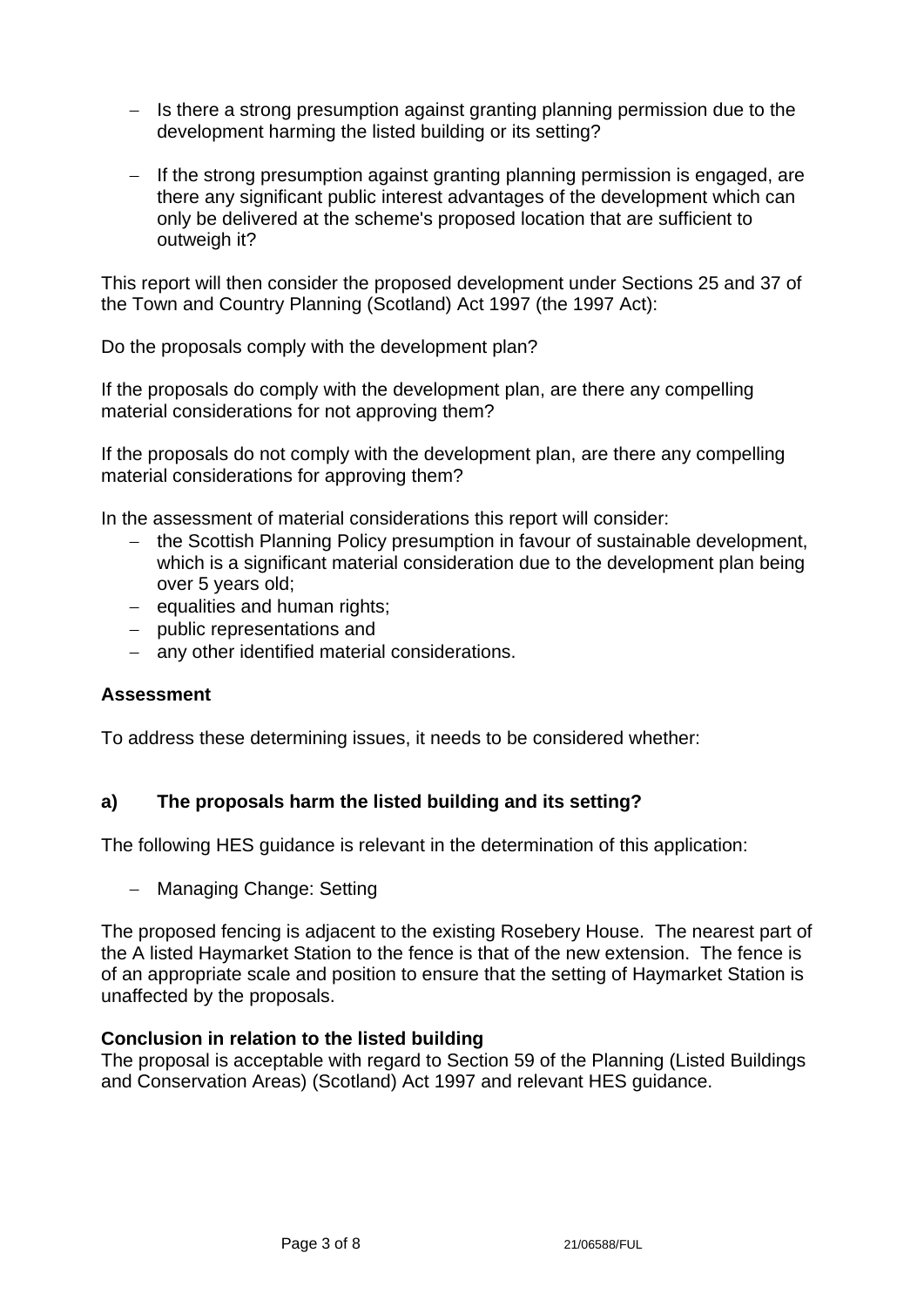- Is there a strong presumption against granting planning permission due to the development harming the listed building or its setting?
- If the strong presumption against granting planning permission is engaged, are there any significant public interest advantages of the development which can only be delivered at the scheme's proposed location that are sufficient to outweigh it?

This report will then consider the proposed development under Sections 25 and 37 of the Town and Country Planning (Scotland) Act 1997 (the 1997 Act):

Do the proposals comply with the development plan?

If the proposals do comply with the development plan, are there any compelling material considerations for not approving them?

If the proposals do not comply with the development plan, are there any compelling material considerations for approving them?

In the assessment of material considerations this report will consider:

- the Scottish Planning Policy presumption in favour of sustainable development, which is a significant material consideration due to the development plan being over 5 years old;
- equalities and human rights;
- public representations and
- any other identified material considerations.

**Assessment**

To address these determining issues, it needs to be considered whether:

**a) The proposals harm the listed building and its setting?**

The following HES guidance is relevant in the determination of this application:

- Managing Change: Setting

The proposed fencing is adjacent to the existing Rosebery House. The nearest part of the A listed Haymarket Station to the fence is that of the new extension. The fence is of an appropriate scale and position to ensure that the setting of Haymarket Station is unaffected by the proposals.

**Conclusion in relation to the listed building**

The proposal is acceptable with regard to Section 59 of the Planning (Listed Buildings and Conservation Areas) (Scotland) Act 1997 and relevant HES guidance.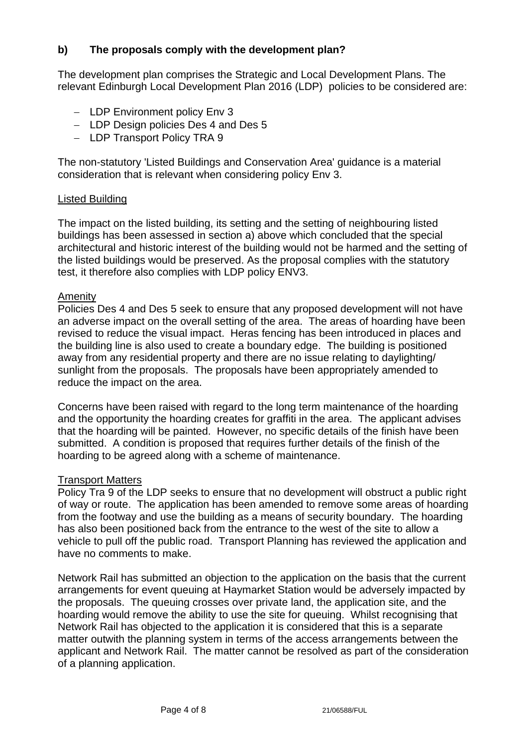## b) The proposals comply with the development plan?

The development plan comprises the Strategic and Local Development Plans. The relevant Edinburgh Local Development Plan 2016 (LDP) policies to be considered are:

- LDP Environment policy Env 3
- LDP Design policies Des 4 and Des 5
- LDP Transport Policy TRA 9

The non-statutory 'Listed Buildings and Conservation Area' guidance is a material consideration that is relevant when considering policy Env 3.

<u>Listed Building</u>

The impact on the listed building, its setting and the setting of neighbouring listed buildings has been assessed in section a) above which concluded that the special architectural and historic interest of the building would not be harmed and the setting of the listed buildings would be preserved. As the proposal complies with the statutory test, it therefore also complies with LDP policy ENV3.

<u>Amenity</u>

Policies Des 4 and Des 5 seek to ensure that any proposed development will not have an adverse impact on the overall setting of the area. The areas of hoarding have been revised to reduce the visual impact. Heras fencing has been introduced in places and the building line is also used to create a boundary edge. The building is positioned away from any residential property and there are no issue relating to daylighting/ sunlight from the proposals. The proposals have been appropriately amended to reduce the impact on the area.

Concerns have been raised with regard to the long term maintenance of the hoarding and the opportunity the hoarding creates for graffiti in the area. The applicant advises that the hoarding will be painted. However, no specific details of the finish have been submitted. A condition is proposed that requires further details of the finish of the hoarding to be agreed along with a scheme of maintenance.

<u>Transport Matters</u>

Policy Tra 9 of the LDP seeks to ensure that no development will obstruct a public right of way or route. The application has been amended to remove some areas of hoarding from the footway and use the building as a means of security boundary. The hoarding has also been positioned back from the entrance to the west of the site to allow a vehicle to pull off the public road. Transport Planning has reviewed the application and have no comments to make.

Network Rail has submitted an objection to the application on the basis that the current arrangements for event queuing at Haymarket Station would be adversely impacted by the proposals. The queuing crosses over private land, the application site, and the hoarding would remove the ability to use the site for queuing. Whilst recognising that Network Rail has objected to the application it is considered that this is a separate matter outwith the planning system in terms of the access arrangements between the applicant and Network Rail. The matter cannot be resolved as part of the consideration of a planning application.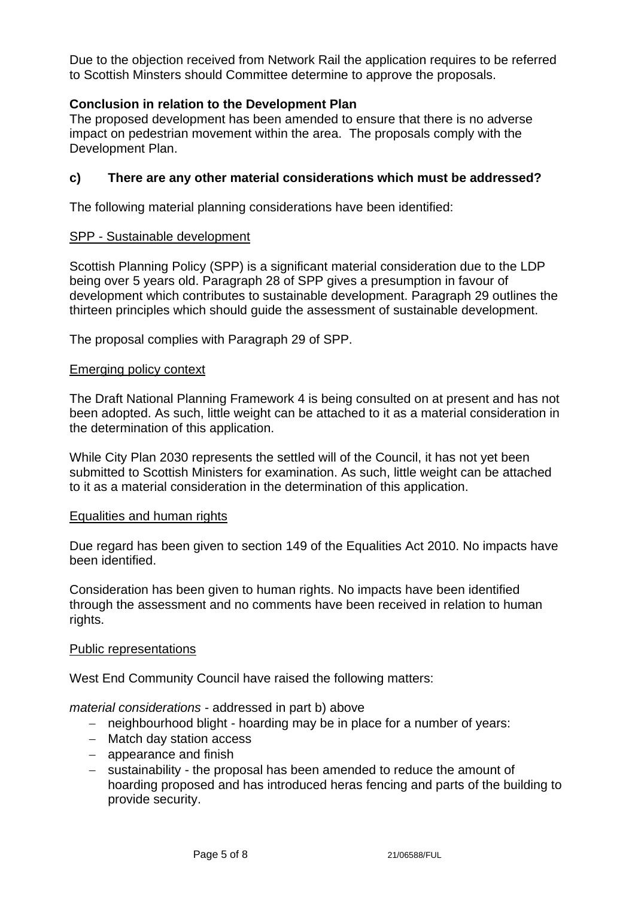Due to the objection received from Network Rail the application requires to be referred to Scottish Minsters should Committee determine to approve the proposals.

**Conclusion in relation to the Development Plan**
The proposed development has been amended to ensure that there is no adverse impact on pedestrian movement within the area. The proposals comply with the Development Plan.

### c) There are any other material considerations which must be addressed?

The following material planning considerations have been identified:

<u>SPP - Sustainable development</u>

Scottish Planning Policy (SPP) is a significant material consideration due to the LDP being over 5 years old. Paragraph 28 of SPP gives a presumption in favour of development which contributes to sustainable development. Paragraph 29 outlines the thirteen principles which should guide the assessment of sustainable development.

The proposal complies with Paragraph 29 of SPP.

<u>Emerging policy context</u>

The Draft National Planning Framework 4 is being consulted on at present and has not been adopted. As such, little weight can be attached to it as a material consideration in the determination of this application.

While City Plan 2030 represents the settled will of the Council, it has not yet been submitted to Scottish Ministers for examination. As such, little weight can be attached to it as a material consideration in the determination of this application.

<u>Equalities and human rights</u>

Due regard has been given to section 149 of the Equalities Act 2010. No impacts have been identified.

Consideration has been given to human rights. No impacts have been identified through the assessment and no comments have been received in relation to human rights.

<u>Public representations</u>

West End Community Council have raised the following matters:

*material considerations* - addressed in part b) above

- neighbourhood blight - hoarding may be in place for a number of years:
- Match day station access
- appearance and finish
- sustainability - the proposal has been amended to reduce the amount of hoarding proposed and has introduced heras fencing and parts of the building to provide security.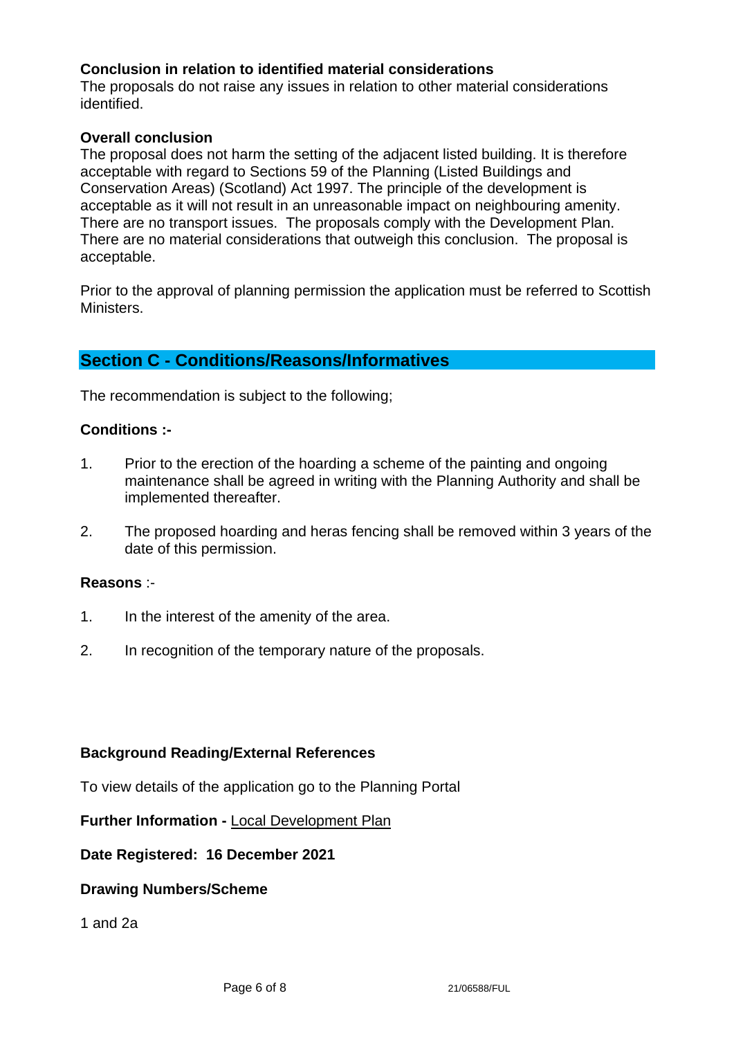**Conclusion in relation to identified material considerations**

The proposals do not raise any issues in relation to other material considerations identified.

**Overall conclusion**

The proposal does not harm the setting of the adjacent listed building. It is therefore acceptable with regard to Sections 59 of the Planning (Listed Buildings and Conservation Areas) (Scotland) Act 1997. The principle of the development is acceptable as it will not result in an unreasonable impact on neighbouring amenity. There are no transport issues. The proposals comply with the Development Plan. There are no material considerations that outweigh this conclusion. The proposal is acceptable.

Prior to the approval of planning permission the application must be referred to Scottish Ministers.

## Section C - Conditions/Reasons/Informatives

The recommendation is subject to the following;

**Conditions :-**

1. Prior to the erection of the hoarding a scheme of the painting and ongoing maintenance shall be agreed in writing with the Planning Authority and shall be implemented thereafter.

2. The proposed hoarding and heras fencing shall be removed within 3 years of the date of this permission.

**Reasons** :-

1. In the interest of the amenity of the area.

2. In recognition of the temporary nature of the proposals.

**Background Reading/External References**

To view details of the application go to the Planning Portal

**Further Information -** Local Development Plan

**Date Registered: 16 December 2021**

**Drawing Numbers/Scheme**

1 and 2a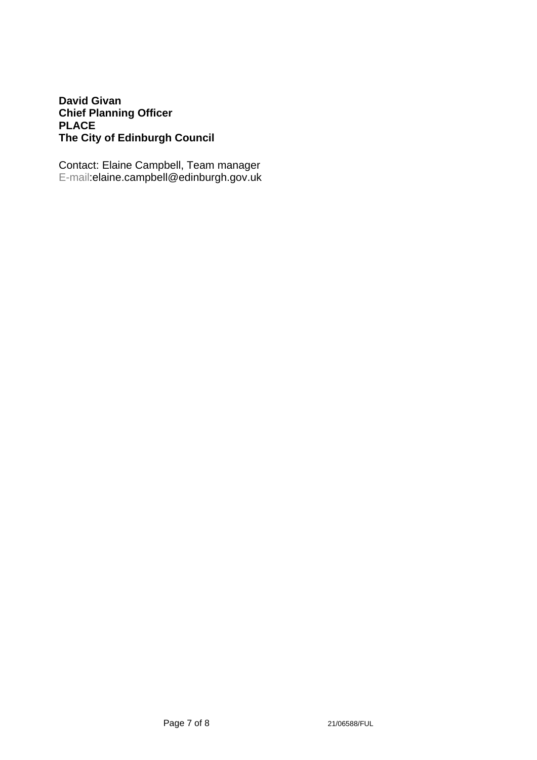**David Givan**
**Chief Planning Officer**
**PLACE**
**The City of Edinburgh Council**

Contact: Elaine Campbell, Team manager
E-mail:elaine.campbell@edinburgh.gov.uk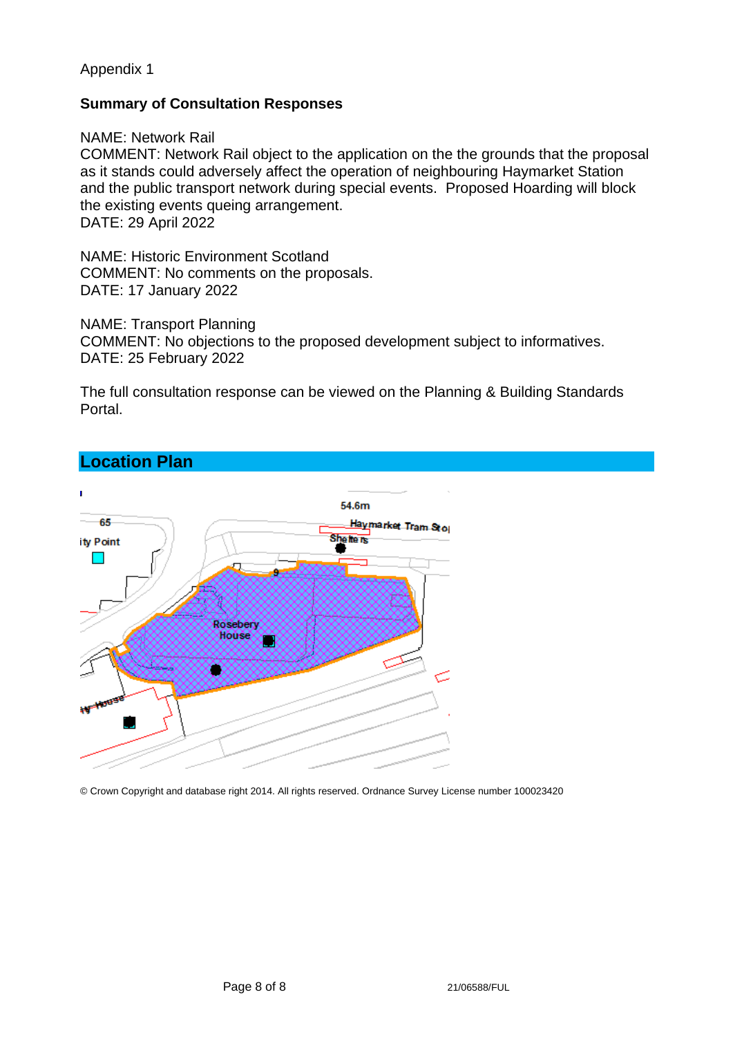Appendix 1

**Summary of Consultation Responses**

NAME: Network Rail
COMMENT: Network Rail object to the application on the the grounds that the proposal as it stands could adversely affect the operation of neighbouring Haymarket Station and the public transport network during special events. Proposed Hoarding will block the existing events queing arrangement.
DATE: 29 April 2022

NAME: Historic Environment Scotland
COMMENT: No comments on the proposals.
DATE: 17 January 2022

NAME: Transport Planning
COMMENT: No objections to the proposed development subject to informatives.
DATE: 25 February 2022

The full consultation response can be viewed on the Planning & Building Standards Portal.

## Location Plan

54.6m
65
ity Point
Haymarket Tram Stop
Shelters
9
Rosebery House
ity House

© Crown Copyright and database right 2014. All rights reserved. Ordnance Survey License number 100023420

21/06588/FUL